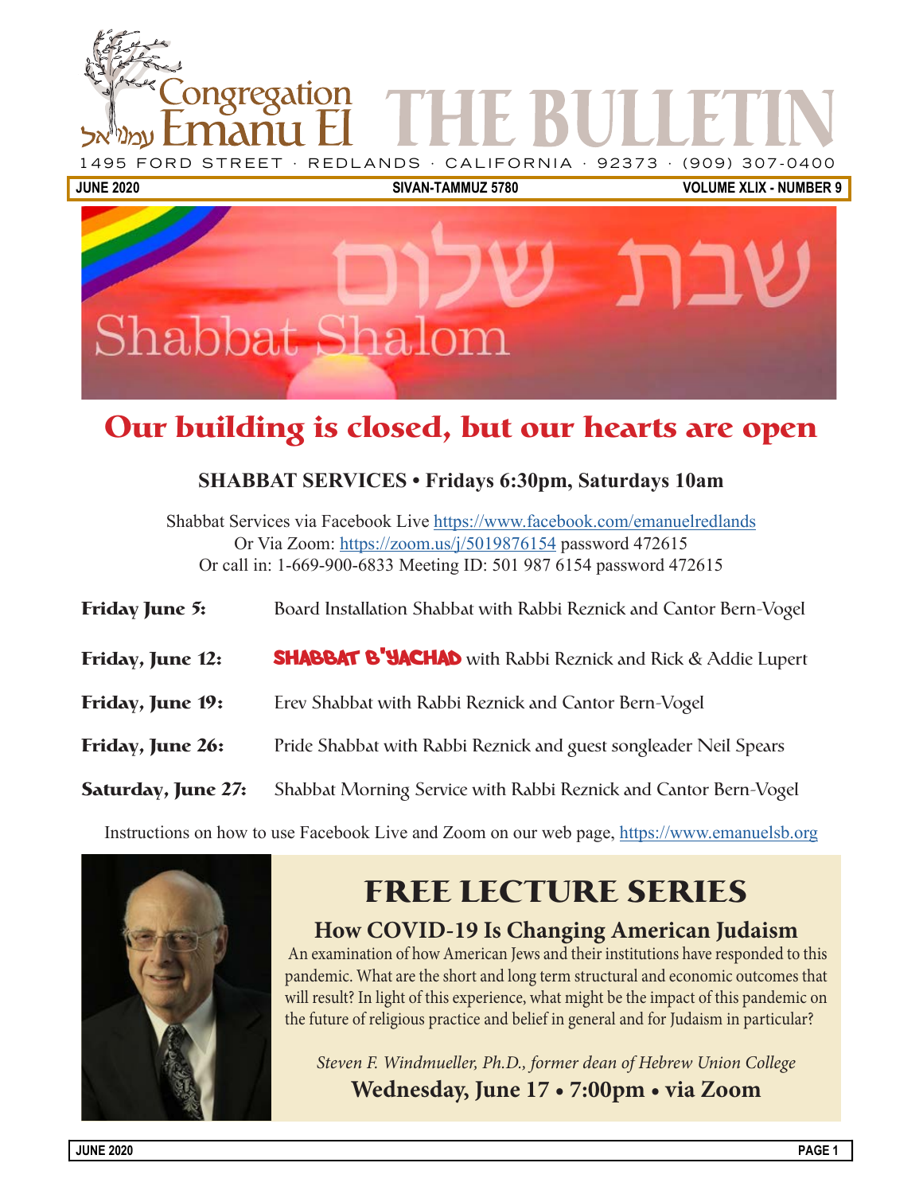# Congregation Emanu El עמנו אל — THE BULLETIN

1495 FORD STREET · REDLANDS · CALIFORNIA · 92373 · (909) 307-0400

**JUNE 2020** | **SIVAN-TAMMUZ 5780** | **VOLUME XLIX - NUMBER 9**

שבת שלום

Shabbat Shalom

## Our building is closed, but our hearts are open

### SHABBAT SERVICES • Fridays 6:30pm, Saturdays 10am

Shabbat Services via Facebook Live https://www.facebook.com/emanuelredlands
Or Via Zoom: https://zoom.us/j/5019876154 password 472615
Or call in: 1-669-900-6833 Meeting ID: 501 987 6154 password 472615

**Friday June 5:** Board Installation Shabbat with Rabbi Reznick and Cantor Bern-Vogel

**Friday, June 12:** **SHABBAT B'YACHAD** with Rabbi Reznick and Rick & Addie Lupert

**Friday, June 19:** Erev Shabbat with Rabbi Reznick and Cantor Bern-Vogel

**Friday, June 26:** Pride Shabbat with Rabbi Reznick and guest songleader Neil Spears

**Saturday, June 27:** Shabbat Morning Service with Rabbi Reznick and Cantor Bern-Vogel

Instructions on how to use Facebook Live and Zoom on our web page, https://www.emanuelsb.org

## FREE LECTURE SERIES

### How COVID-19 Is Changing American Judaism

An examination of how American Jews and their institutions have responded to this pandemic. What are the short and long term structural and economic outcomes that will result? In light of this experience, what might be the impact of this pandemic on the future of religious practice and belief in general and for Judaism in particular?

*Steven F. Windmueller, Ph.D., former dean of Hebrew Union College*

**Wednesday, June 17 • 7:00pm • via Zoom**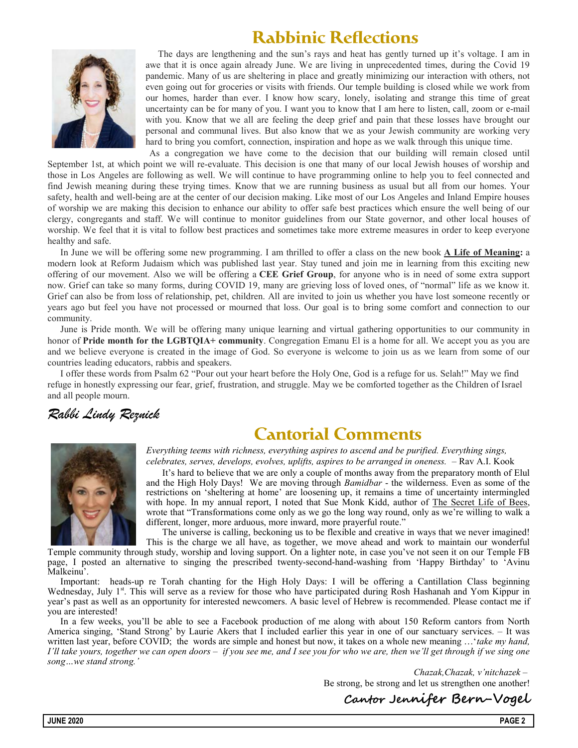# Rabbinic Reflections

The days are lengthening and the sun's rays and heat has gently turned up it's voltage. I am in awe that it is once again already June. We are living in unprecedented times, during the Covid 19 pandemic. Many of us are sheltering in place and greatly minimizing our interaction with others, not even going out for groceries or visits with friends. Our temple building is closed while we work from our homes, harder than ever. I know how scary, lonely, isolating and strange this time of great uncertainty can be for many of you. I want you to know that I am here to listen, call, zoom or e-mail with you. Know that we all are feeling the deep grief and pain that these losses have brought our personal and communal lives. But also know that we as your Jewish community are working very hard to bring you comfort, connection, inspiration and hope as we walk through this unique time.

As a congregation we have come to the decision that our building will remain closed until September 1st, at which point we will re-evaluate. This decision is one that many of our local Jewish houses of worship and those in Los Angeles are following as well. We will continue to have programming online to help you to feel connected and find Jewish meaning during these trying times. Know that we are running business as usual but all from our homes. Your safety, health and well-being are at the center of our decision making. Like most of our Los Angeles and Inland Empire houses of worship we are making this decision to enhance our ability to offer safe best practices which ensure the well being of our clergy, congregants and staff. We will continue to monitor guidelines from our State governor, and other local houses of worship. We feel that it is vital to follow best practices and sometimes take more extreme measures in order to keep everyone healthy and safe.

In June we will be offering some new programming. I am thrilled to offer a class on the new book **A Life of Meaning:** a modern look at Reform Judaism which was published last year. Stay tuned and join me in learning from this exciting new offering of our movement. Also we will be offering a **CEE Grief Group**, for anyone who is in need of some extra support now. Grief can take so many forms, during COVID 19, many are grieving loss of loved ones, of "normal" life as we know it. Grief can also be from loss of relationship, pet, children. All are invited to join us whether you have lost someone recently or years ago but feel you have not processed or mourned that loss. Our goal is to bring some comfort and connection to our community.

June is Pride month. We will be offering many unique learning and virtual gathering opportunities to our community in honor of **Pride month for the LGBTQIA+ community**. Congregation Emanu El is a home for all. We accept you as you are and we believe everyone is created in the image of God. So everyone is welcome to join us as we learn from some of our countries leading educators, rabbis and speakers.

I offer these words from Psalm 62 "Pour out your heart before the Holy One, God is a refuge for us. Selah!" May we find refuge in honestly expressing our fear, grief, frustration, and struggle. May we be comforted together as the Children of Israel and all people mourn.

*Rabbi Lindy Reznick*

# Cantorial Comments

*Everything teems with richness, everything aspires to ascend and be purified. Everything sings, celebrates, serves, develops, evolves, uplifts, aspires to be arranged in oneness.* – Rav A.I. Kook

It's hard to believe that we are only a couple of months away from the preparatory month of Elul and the High Holy Days! We are moving through *Bamidbar* - the wilderness. Even as some of the restrictions on 'sheltering at home' are loosening up, it remains a time of uncertainty intermingled with hope. In my annual report, I noted that Sue Monk Kidd, author of The Secret Life of Bees, wrote that "Transformations come only as we go the long way round, only as we're willing to walk a different, longer, more arduous, more inward, more prayerful route."

The universe is calling, beckoning us to be flexible and creative in ways that we never imagined! This is the charge we all have, as together, we move ahead and work to maintain our wonderful Temple community through study, worship and loving support. On a lighter note, in case you've not seen it on our Temple FB page, I posted an alternative to singing the prescribed twenty-second-hand-washing from 'Happy Birthday' to 'Avinu Malkeinu'.

Important: heads-up re Torah chanting for the High Holy Days: I will be offering a Cantillation Class beginning Wednesday, July 1st. This will serve as a review for those who have participated during Rosh Hashanah and Yom Kippur in year's past as well as an opportunity for interested newcomers. A basic level of Hebrew is recommended. Please contact me if you are interested!

In a few weeks, you'll be able to see a Facebook production of me along with about 150 Reform cantors from North America singing, 'Stand Strong' by Laurie Akers that I included earlier this year in one of our sanctuary services. – It was written last year, before COVID; the words are simple and honest but now, it takes on a whole new meaning …'*take my hand, I'll take yours, together we can open doors – if you see me, and I see you for who we are, then we'll get through if we sing one song…we stand strong.'*

*Chazak,Chazak, v'nitchazek –*
Be strong, be strong and let us strengthen one another!

**Cantor Jennifer Bern-Vogel**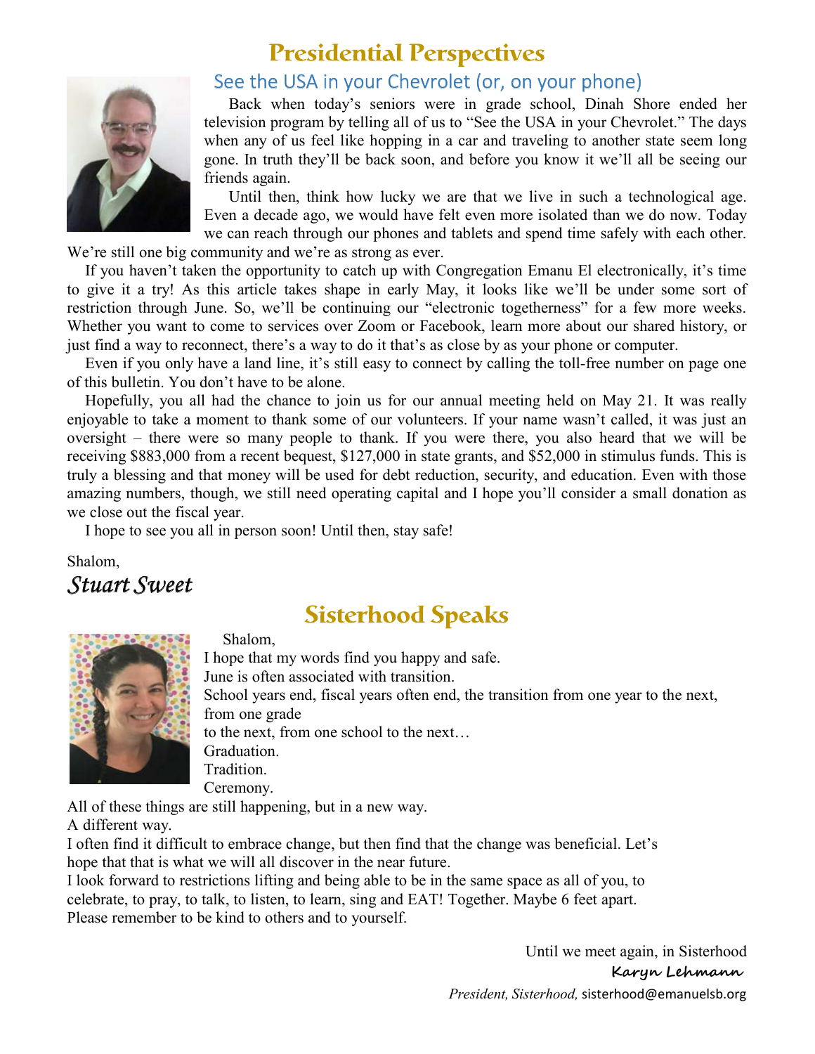# Presidential Perspectives

## See the USA in your Chevrolet (or, on your phone)

Back when today's seniors were in grade school, Dinah Shore ended her television program by telling all of us to "See the USA in your Chevrolet." The days when any of us feel like hopping in a car and traveling to another state seem long gone. In truth they'll be back soon, and before you know it we'll all be seeing our friends again.

Until then, think how lucky we are that we live in such a technological age. Even a decade ago, we would have felt even more isolated than we do now. Today we can reach through our phones and tablets and spend time safely with each other. We're still one big community and we're as strong as ever.

If you haven't taken the opportunity to catch up with Congregation Emanu El electronically, it's time to give it a try! As this article takes shape in early May, it looks like we'll be under some sort of restriction through June. So, we'll be continuing our "electronic togetherness" for a few more weeks. Whether you want to come to services over Zoom or Facebook, learn more about our shared history, or just find a way to reconnect, there's a way to do it that's as close by as your phone or computer.

Even if you only have a land line, it's still easy to connect by calling the toll-free number on page one of this bulletin. You don't have to be alone.

Hopefully, you all had the chance to join us for our annual meeting held on May 21. It was really enjoyable to take a moment to thank some of our volunteers. If your name wasn't called, it was just an oversight – there were so many people to thank. If you were there, you also heard that we will be receiving $883,000 from a recent bequest, $127,000 in state grants, and $52,000 in stimulus funds. This is truly a blessing and that money will be used for debt reduction, security, and education. Even with those amazing numbers, though, we still need operating capital and I hope you'll consider a small donation as we close out the fiscal year.

I hope to see you all in person soon! Until then, stay safe!

Shalom,

*Stuart Sweet*

# Sisterhood Speaks

Shalom,

I hope that my words find you happy and safe.

June is often associated with transition.

School years end, fiscal years often end, the transition from one year to the next, from one grade to the next, from one school to the next…

Graduation.

Tradition.

Ceremony.

All of these things are still happening, but in a new way.

A different way.

I often find it difficult to embrace change, but then find that the change was beneficial. Let's hope that that is what we will all discover in the near future.

I look forward to restrictions lifting and being able to be in the same space as all of you, to celebrate, to pray, to talk, to listen, to learn, sing and EAT! Together. Maybe 6 feet apart.

Please remember to be kind to others and to yourself.

Until we meet again, in Sisterhood

**Karyn Lehmann**

*President, Sisterhood,* sisterhood@emanuelsb.org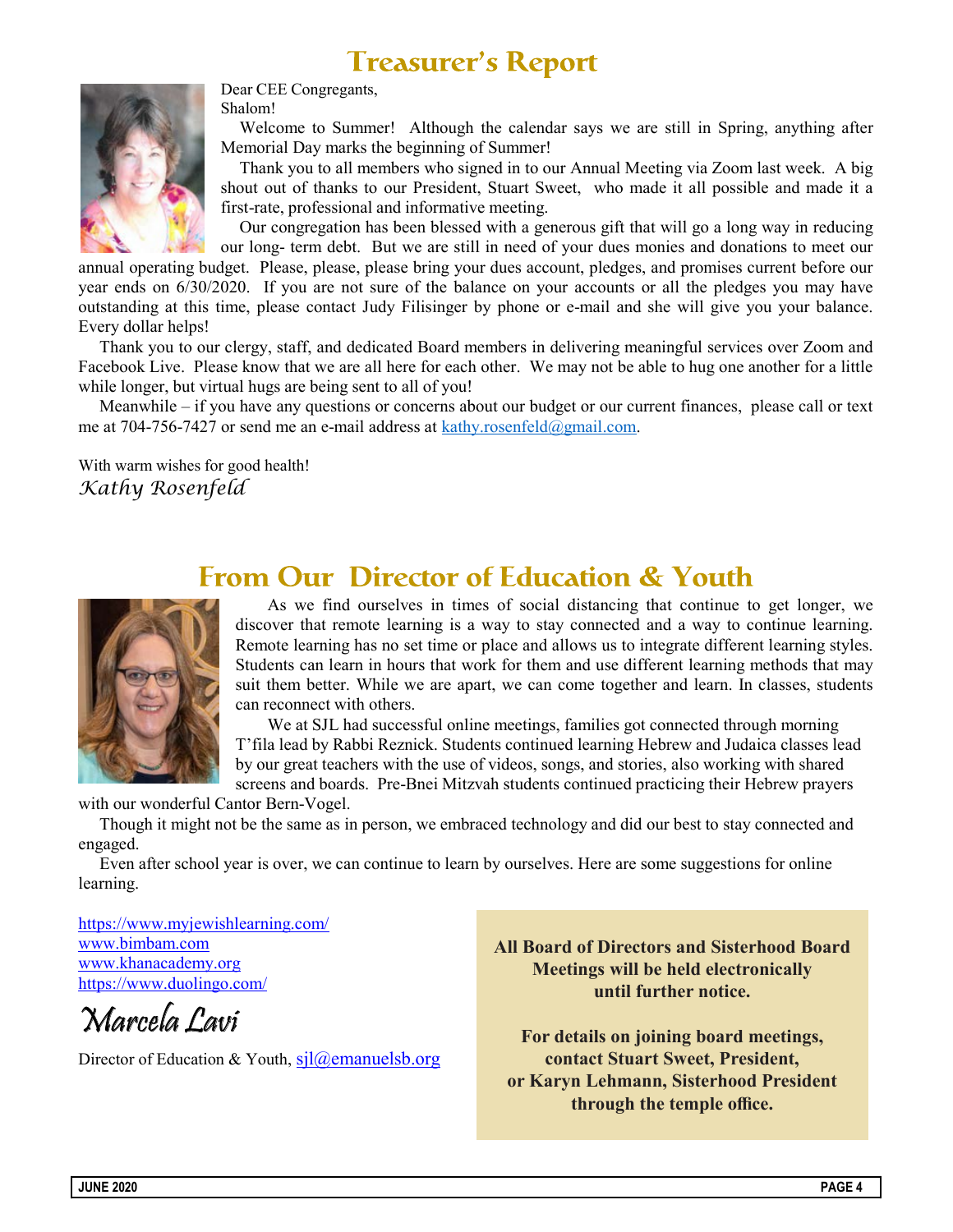# Treasurer's Report

Dear CEE Congregants,

Shalom!

Welcome to Summer! Although the calendar says we are still in Spring, anything after Memorial Day marks the beginning of Summer!

Thank you to all members who signed in to our Annual Meeting via Zoom last week. A big shout out of thanks to our President, Stuart Sweet, who made it all possible and made it a first-rate, professional and informative meeting.

Our congregation has been blessed with a generous gift that will go a long way in reducing our long- term debt. But we are still in need of your dues monies and donations to meet our annual operating budget. Please, please, please bring your dues account, pledges, and promises current before our year ends on 6/30/2020. If you are not sure of the balance on your accounts or all the pledges you may have outstanding at this time, please contact Judy Filisinger by phone or e-mail and she will give you your balance. Every dollar helps!

Thank you to our clergy, staff, and dedicated Board members in delivering meaningful services over Zoom and Facebook Live. Please know that we are all here for each other. We may not be able to hug one another for a little while longer, but virtual hugs are being sent to all of you!

Meanwhile – if you have any questions or concerns about our budget or our current finances, please call or text me at 704-756-7427 or send me an e-mail address at kathy.rosenfeld@gmail.com.

With warm wishes for good health!

*Kathy Rosenfeld*

# From Our Director of Education & Youth

As we find ourselves in times of social distancing that continue to get longer, we discover that remote learning is a way to stay connected and a way to continue learning. Remote learning has no set time or place and allows us to integrate different learning styles. Students can learn in hours that work for them and use different learning methods that may suit them better. While we are apart, we can come together and learn. In classes, students can reconnect with others.

We at SJL had successful online meetings, families got connected through morning T'fila lead by Rabbi Reznick. Students continued learning Hebrew and Judaica classes lead by our great teachers with the use of videos, songs, and stories, also working with shared screens and boards. Pre-Bnei Mitzvah students continued practicing their Hebrew prayers with our wonderful Cantor Bern-Vogel.

Though it might not be the same as in person, we embraced technology and did our best to stay connected and engaged.

Even after school year is over, we can continue to learn by ourselves. Here are some suggestions for online learning.

https://www.myjewishlearning.com/
www.bimbam.com
www.khanacademy.org
https://www.duolingo.com/

*Marcela Lavi*

Director of Education & Youth, sjl@emanuelsb.org

**All Board of Directors and Sisterhood Board Meetings will be held electronically until further notice.**

**For details on joining board meetings, contact Stuart Sweet, President, or Karyn Lehmann, Sisterhood President through the temple office.**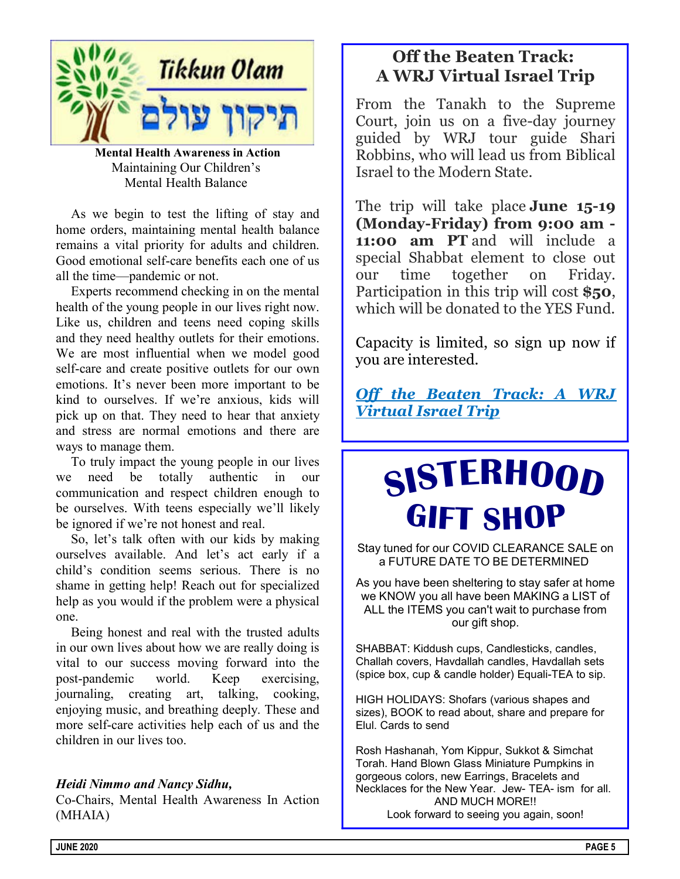# Tikkun Olam

תיקון עולם

**Mental Health Awareness in Action**
Maintaining Our Children's Mental Health Balance

As we begin to test the lifting of stay and home orders, maintaining mental health balance remains a vital priority for adults and children. Good emotional self-care benefits each one of us all the time—pandemic or not.

Experts recommend checking in on the mental health of the young people in our lives right now. Like us, children and teens need coping skills and they need healthy outlets for their emotions. We are most influential when we model good self-care and create positive outlets for our own emotions. It's never been more important to be kind to ourselves. If we're anxious, kids will pick up on that. They need to hear that anxiety and stress are normal emotions and there are ways to manage them.

To truly impact the young people in our lives we need be totally authentic in our communication and respect children enough to be ourselves. With teens especially we'll likely be ignored if we're not honest and real.

So, let's talk often with our kids by making ourselves available. And let's act early if a child's condition seems serious. There is no shame in getting help! Reach out for specialized help as you would if the problem were a physical one.

Being honest and real with the trusted adults in our own lives about how we are really doing is vital to our success moving forward into the post-pandemic world. Keep exercising, journaling, creating art, talking, cooking, enjoying music, and breathing deeply. These and more self-care activities help each of us and the children in our lives too.

*Heidi Nimmo and Nancy Sidhu,*
Co-Chairs, Mental Health Awareness In Action (MHAIA)

## Off the Beaten Track: A WRJ Virtual Israel Trip

From the Tanakh to the Supreme Court, join us on a five-day journey guided by WRJ tour guide Shari Robbins, who will lead us from Biblical Israel to the Modern State.

The trip will take place **June 15-19 (Monday-Friday) from 9:00 am - 11:00 am PT** and will include a special Shabbat element to close out our time together on Friday. Participation in this trip will cost **$50**, which will be donated to the YES Fund.

Capacity is limited, so sign up now if you are interested.

***Off the Beaten Track: A WRJ Virtual Israel Trip***

# SISTERHOOD GIFT SHOP

Stay tuned for our COVID CLEARANCE SALE on a FUTURE DATE TO BE DETERMINED

As you have been sheltering to stay safer at home we KNOW you all have been MAKING a LIST of ALL the ITEMS you can't wait to purchase from our gift shop.

SHABBAT: Kiddush cups, Candlesticks, candles, Challah covers, Havdallah candles, Havdallah sets (spice box, cup & candle holder) Equali-TEA to sip.

HIGH HOLIDAYS: Shofars (various shapes and sizes), BOOK to read about, share and prepare for Elul. Cards to send

Rosh Hashanah, Yom Kippur, Sukkot & Simchat Torah. Hand Blown Glass Miniature Pumpkins in gorgeous colors, new Earrings, Bracelets and Necklaces for the New Year. Jew- TEA- ism for all.
AND MUCH MORE!!
Look forward to seeing you again, soon!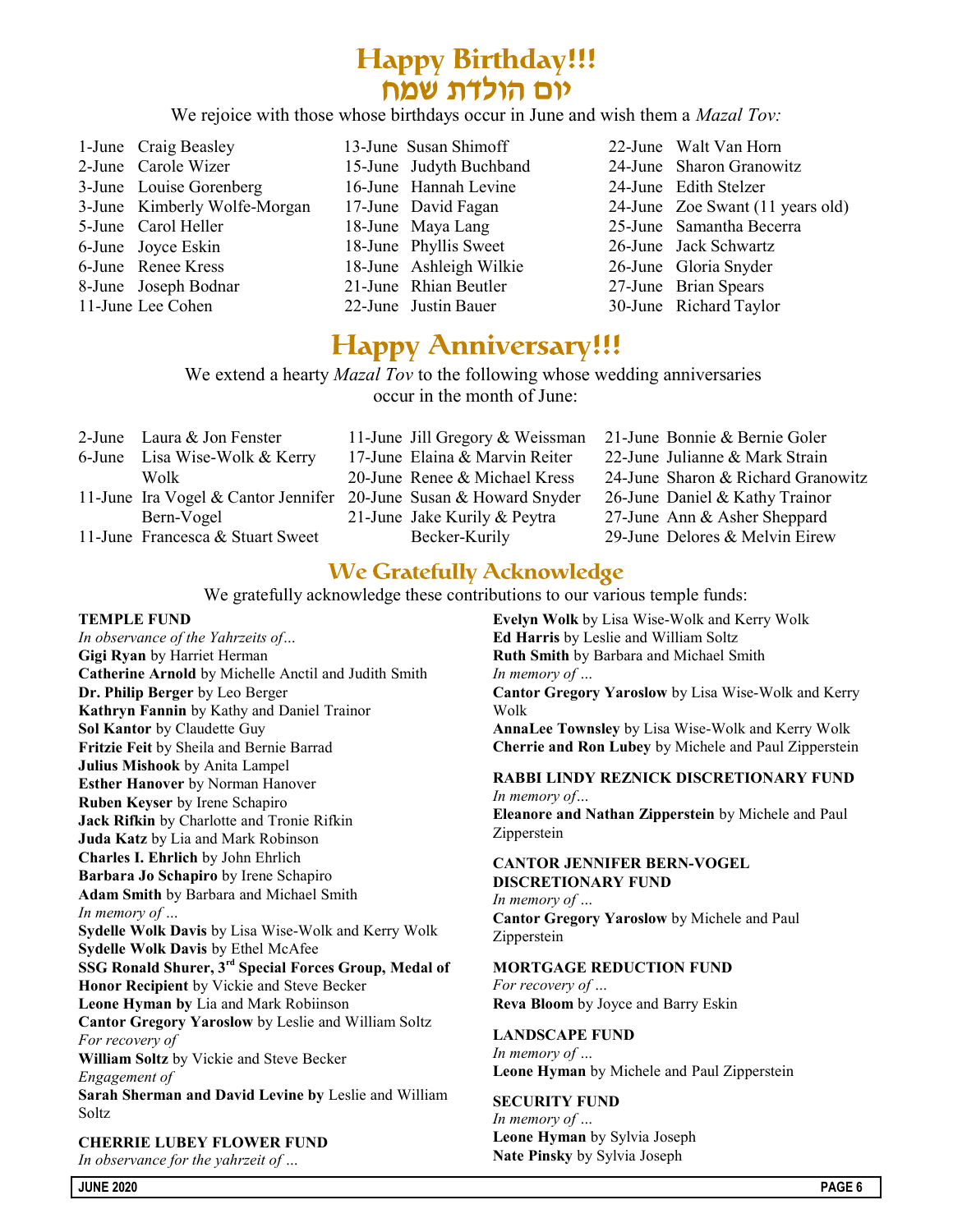# Happy Birthday!!!
# יום הולדת שמח

We rejoice with those whose birthdays occur in June and wish them a *Mazal Tov:*

1-June Craig Beasley
2-June Carole Wizer
3-June Louise Gorenberg
3-June Kimberly Wolfe-Morgan
5-June Carol Heller
6-June Joyce Eskin
6-June Renee Kress
8-June Joseph Bodnar
11-June Lee Cohen
13-June Susan Shimoff
15-June Judyth Buchband
16-June Hannah Levine
17-June David Fagan
18-June Maya Lang
18-June Phyllis Sweet
18-June Ashleigh Wilkie
21-June Rhian Beutler
22-June Justin Bauer
22-June Walt Van Horn
24-June Sharon Granowitz
24-June Edith Stelzer
24-June Zoe Swant (11 years old)
25-June Samantha Becerra
26-June Jack Schwartz
26-June Gloria Snyder
27-June Brian Spears
30-June Richard Taylor

# Happy Anniversary!!!

We extend a hearty *Mazal Tov* to the following whose wedding anniversaries occur in the month of June:

2-June Laura & Jon Fenster
6-June Lisa Wise-Wolk & Kerry Wolk
11-June Ira Vogel & Cantor Jennifer Bern-Vogel
11-June Francesca & Stuart Sweet
11-June Jill Gregory & Weissman
17-June Elaina & Marvin Reiter
20-June Renee & Michael Kress
20-June Susan & Howard Snyder
21-June Jake Kurily & Peytra Becker-Kurily
21-June Bonnie & Bernie Goler
22-June Julianne & Mark Strain
24-June Sharon & Richard Granowitz
26-June Daniel & Kathy Trainor
27-June Ann & Asher Sheppard
29-June Delores & Melvin Eirew

## We Gratefully Acknowledge

We gratefully acknowledge these contributions to our various temple funds:

**TEMPLE FUND**
*In observance of the Yahrzeits of…*
**Gigi Ryan** by Harriet Herman
**Catherine Arnold** by Michelle Anctil and Judith Smith
**Dr. Philip Berger** by Leo Berger
**Kathryn Fannin** by Kathy and Daniel Trainor
**Sol Kantor** by Claudette Guy
**Fritzie Feit** by Sheila and Bernie Barrad
**Julius Mishook** by Anita Lampel
**Esther Hanover** by Norman Hanover
**Ruben Keyser** by Irene Schapiro
**Jack Rifkin** by Charlotte and Tronie Rifkin
**Juda Katz** by Lia and Mark Robinson
**Charles I. Ehrlich** by John Ehrlich
**Barbara Jo Schapiro** by Irene Schapiro
**Adam Smith** by Barbara and Michael Smith
*In memory of …*
**Sydelle Wolk Davis** by Lisa Wise-Wolk and Kerry Wolk
**Sydelle Wolk Davis** by Ethel McAfee
**SSG Ronald Shurer, 3rd Special Forces Group, Medal of Honor Recipient** by Vickie and Steve Becker
**Leone Hyman by** Lia and Mark Robiinson
**Cantor Gregory Yaroslow** by Leslie and William Soltz
*For recovery of*
**William Soltz** by Vickie and Steve Becker
*Engagement of*
**Sarah Sherman and David Levine by** Leslie and William Soltz

**CHERRIE LUBEY FLOWER FUND**
*In observance for the yahrzeit of …*
**Evelyn Wolk** by Lisa Wise-Wolk and Kerry Wolk
**Ed Harris** by Leslie and William Soltz
**Ruth Smith** by Barbara and Michael Smith
*In memory of …*
**Cantor Gregory Yaroslow** by Lisa Wise-Wolk and Kerry Wolk
**AnnaLee Townsley** by Lisa Wise-Wolk and Kerry Wolk
**Cherrie and Ron Lubey** by Michele and Paul Zipperstein

**RABBI LINDY REZNICK DISCRETIONARY FUND**
*In memory of…*
**Eleanore and Nathan Zipperstein** by Michele and Paul Zipperstein

**CANTOR JENNIFER BERN-VOGEL DISCRETIONARY FUND**
*In memory of …*
**Cantor Gregory Yaroslow** by Michele and Paul Zipperstein

**MORTGAGE REDUCTION FUND**
*For recovery of …*
**Reva Bloom** by Joyce and Barry Eskin

**LANDSCAPE FUND**
*In memory of …*
**Leone Hyman** by Michele and Paul Zipperstein

**SECURITY FUND**
*In memory of …*
**Leone Hyman** by Sylvia Joseph
**Nate Pinsky** by Sylvia Joseph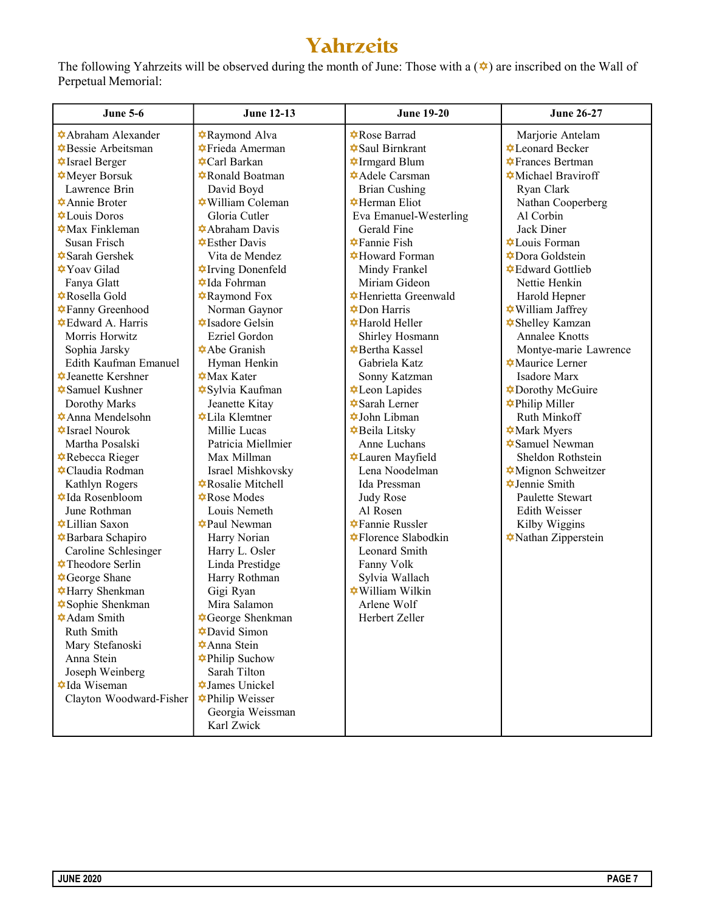# Yahrzeits

The following Yahrzeits will be observed during the month of June: Those with a (✡) are inscribed on the Wall of Perpetual Memorial:

| June 5-6 | June 12-13 | June 19-20 | June 26-27 |
|---|---|---|---|
| ✡Abraham Alexander | ✡Raymond Alva | ✡Rose Barrad | Marjorie Antelam |
| ✡Bessie Arbeitsman | ✡Frieda Amerman | ✡Saul Birnkrant | ✡Leonard Becker |
| ✡Israel Berger | ✡Carl Barkan | ✡Irmgard Blum | ✡Frances Bertman |
| ✡Meyer Borsuk | ✡Ronald Boatman | ✡Adele Carsman | ✡Michael Braviroff |
| Lawrence Brin | David Boyd | Brian Cushing | Ryan Clark |
| ✡Annie Broter | ✡William Coleman | ✡Herman Eliot | Nathan Cooperberg |
| ✡Louis Doros | Gloria Cutler | Eva Emanuel-Westerling | Al Corbin |
| ✡Max Finkleman | ✡Abraham Davis | Gerald Fine | Jack Diner |
| Susan Frisch | ✡Esther Davis | ✡Fannie Fish | ✡Louis Forman |
| ✡Sarah Gershek | Vita de Mendez | ✡Howard Forman | ✡Dora Goldstein |
| ✡Yoav Gilad | ✡Irving Donenfeld | Mindy Frankel | ✡Edward Gottlieb |
| Fanya Glatt | ✡Ida Fohrman | Miriam Gideon | Nettie Henkin |
| ✡Rosella Gold | ✡Raymond Fox | ✡Henrietta Greenwald | Harold Hepner |
| ✡Fanny Greenhood | Norman Gaynor | ✡Don Harris | ✡William Jaffrey |
| ✡Edward A. Harris | ✡Isadore Gelsin | ✡Harold Heller | ✡Shelley Kamzan |
| Morris Horwitz | Ezriel Gordon | Shirley Hosmann | Annalee Knotts |
| Sophia Jarsky | ✡Abe Granish | ✡Bertha Kassel | Montye-marie Lawrence |
| Edith Kaufman Emanuel | Hyman Henkin | Gabriela Katz | ✡Maurice Lerner |
| ✡Jeanette Kershner | ✡Max Kater | Sonny Katzman | Isadore Marx |
| ✡Samuel Kushner | ✡Sylvia Kaufman | ✡Leon Lapides | ✡Dorothy McGuire |
| Dorothy Marks | Jeanette Kitay | ✡Sarah Lerner | ✡Philip Miller |
| ✡Anna Mendelsohn | ✡Lila Klemtner | ✡John Libman | Ruth Minkoff |
| ✡Israel Nourok | Millie Lucas | ✡Beila Litsky | ✡Mark Myers |
| Martha Posalski | Patricia Miellmier | Anne Luchans | ✡Samuel Newman |
| ✡Rebecca Rieger | Max Millman | ✡Lauren Mayfield | Sheldon Rothstein |
| ✡Claudia Rodman | Israel Mishkovsky | Lena Noodelman | ✡Mignon Schweitzer |
| Kathlyn Rogers | ✡Rosalie Mitchell | Ida Pressman | ✡Jennie Smith |
| ✡Ida Rosenbloom | ✡Rose Modes | Judy Rose | Paulette Stewart |
| June Rothman | Louis Nemeth | Al Rosen | Edith Weisser |
| ✡Lillian Saxon | ✡Paul Newman | ✡Fannie Russler | Kilby Wiggins |
| ✡Barbara Schapiro | Harry Norian | ✡Florence Slabodkin | ✡Nathan Zipperstein |
| Caroline Schlesinger | Harry L. Osler | Leonard Smith | |
| ✡Theodore Serlin | Linda Prestidge | Fanny Volk | |
| ✡George Shane | Harry Rothman | Sylvia Wallach | |
| ✡Harry Shenkman | Gigi Ryan | ✡William Wilkin | |
| ✡Sophie Shenkman | Mira Salamon | Arlene Wolf | |
| ✡Adam Smith | ✡George Shenkman | Herbert Zeller | |
| Ruth Smith | ✡David Simon | | |
| Mary Stefanoski | ✡Anna Stein | | |
| Anna Stein | ✡Philip Suchow | | |
| Joseph Weinberg | Sarah Tilton | | |
| ✡Ida Wiseman | ✡James Unickel | | |
| Clayton Woodward-Fisher | ✡Philip Weisser | | |
| | Georgia Weissman | | |
| | Karl Zwick | | |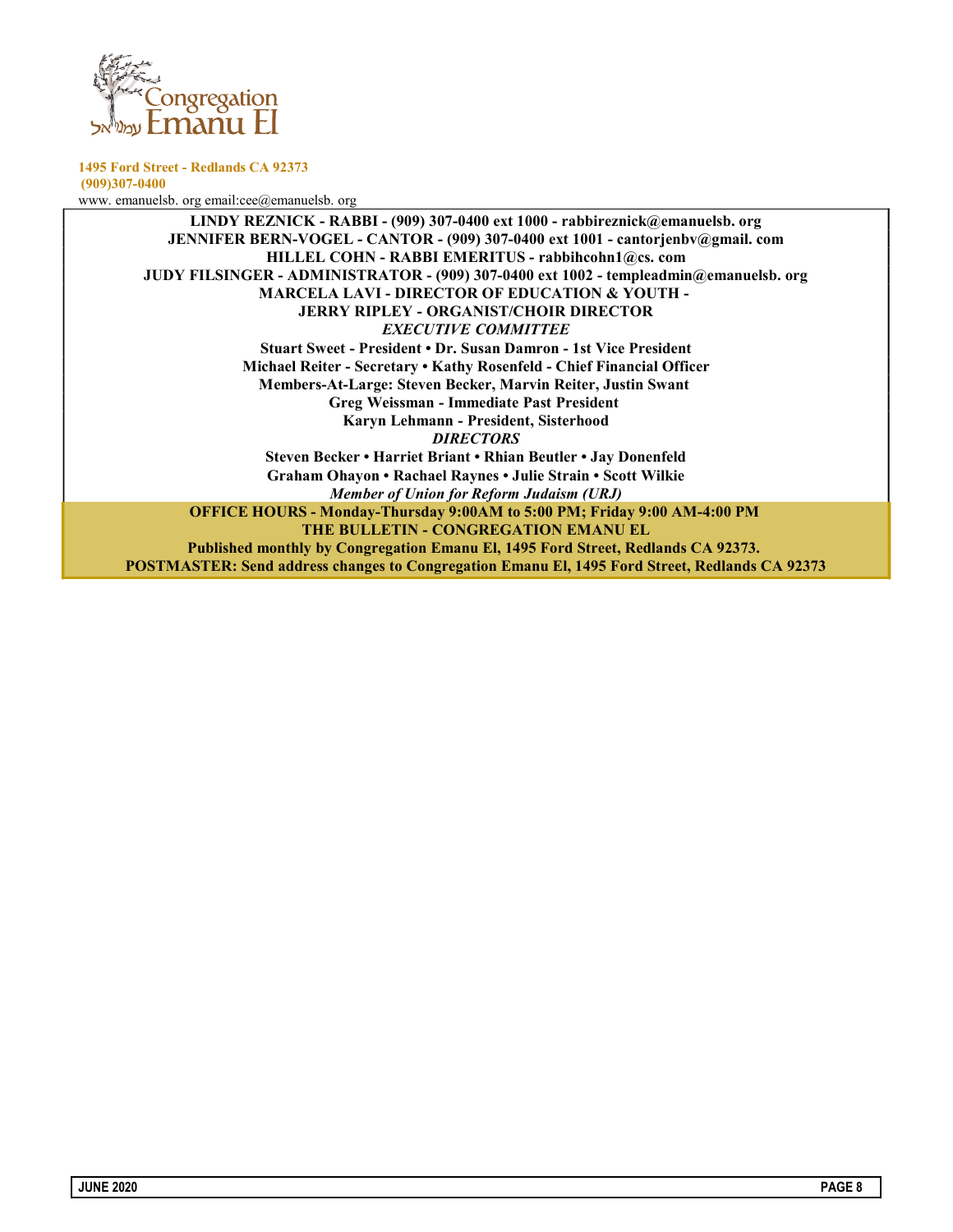Congregation Emanu El
עמנואל

**1495 Ford Street - Redlands CA 92373**
**(909)307-0400**
www. emanuelsb. org email:cee@emanuelsb. org

**LINDY REZNICK - RABBI - (909) 307-0400 ext 1000 - rabbireznick@emanuelsb. org**
**JENNIFER BERN-VOGEL - CANTOR - (909) 307-0400 ext 1001 - cantorjenbv@gmail. com**
**HILLEL COHN - RABBI EMERITUS - rabbihcohn1@cs. com**
**JUDY FILSINGER - ADMINISTRATOR - (909) 307-0400 ext 1002 - templeadmin@emanuelsb. org**
**MARCELA LAVI - DIRECTOR OF EDUCATION & YOUTH -**
**JERRY RIPLEY - ORGANIST/CHOIR DIRECTOR**

***EXECUTIVE COMMITTEE***

**Stuart Sweet - President • Dr. Susan Damron - 1st Vice President**
**Michael Reiter - Secretary • Kathy Rosenfeld - Chief Financial Officer**
**Members-At-Large: Steven Becker, Marvin Reiter, Justin Swant**
**Greg Weissman - Immediate Past President**
**Karyn Lehmann - President, Sisterhood**

***DIRECTORS***

**Steven Becker • Harriet Briant • Rhian Beutler • Jay Donenfeld**
**Graham Ohayon • Rachael Raynes • Julie Strain • Scott Wilkie**

***Member of Union for Reform Judaism (URJ)***

**OFFICE HOURS - Monday-Thursday 9:00AM to 5:00 PM; Friday 9:00 AM-4:00 PM**
**THE BULLETIN - CONGREGATION EMANU EL**
**Published monthly by Congregation Emanu El, 1495 Ford Street, Redlands CA 92373.**
**POSTMASTER: Send address changes to Congregation Emanu El, 1495 Ford Street, Redlands CA 92373**